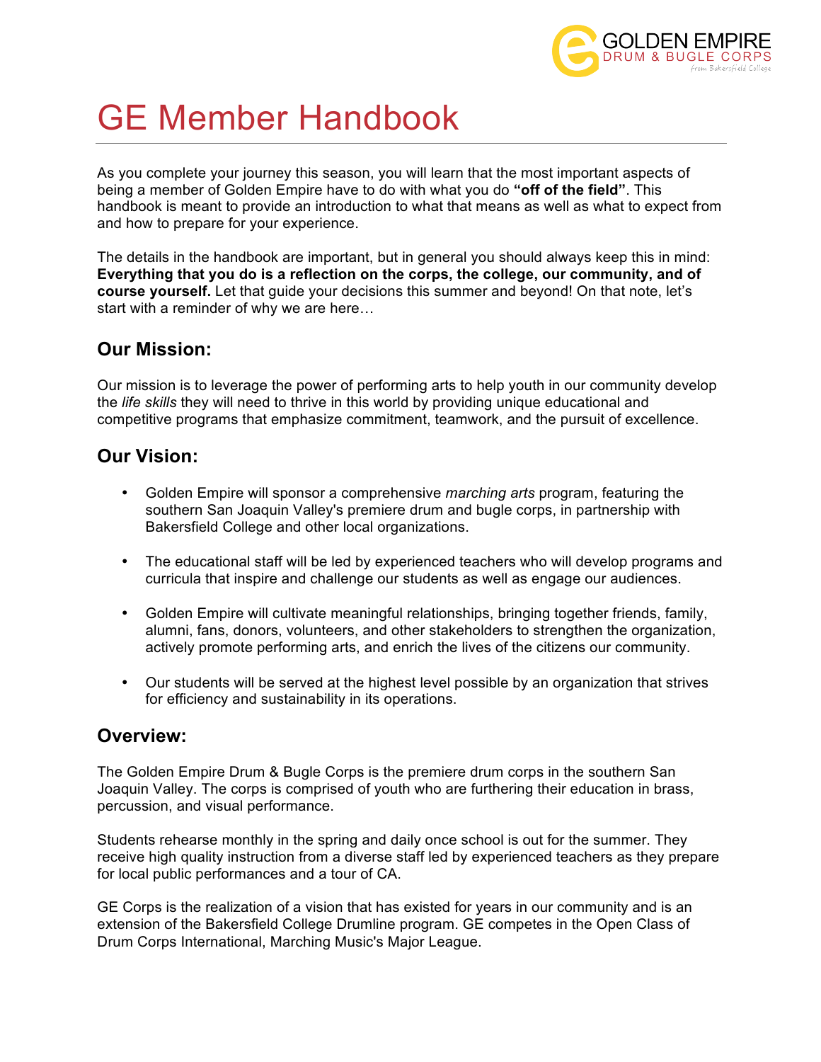# GE Member Handbook

As you complete your journey this season, you will learn that the most important aspects of being a member of Golden Empire have to do with what you do **"off of the field"**. This handbook is meant to provide an introduction to what that means as well as what to expect from and how to prepare for your experience.

The details in the handbook are important, but in general you should always keep this in mind: **Everything that you do is a reflection on the corps, the college, our community, and of course yourself.** Let that guide your decisions this summer and beyond! On that note, let's start with a reminder of why we are here…

## Our Mission:

Our mission is to leverage the power of performing arts to help youth in our community develop the *life skills* they will need to thrive in this world by providing unique educational and competitive programs that emphasize commitment, teamwork, and the pursuit of excellence.

## Our Vision:

- Golden Empire will sponsor a comprehensive *marching arts* program, featuring the southern San Joaquin Valley's premiere drum and bugle corps, in partnership with Bakersfield College and other local organizations.

- The educational staff will be led by experienced teachers who will develop programs and curricula that inspire and challenge our students as well as engage our audiences.

- Golden Empire will cultivate meaningful relationships, bringing together friends, family, alumni, fans, donors, volunteers, and other stakeholders to strengthen the organization, actively promote performing arts, and enrich the lives of the citizens our community.

- Our students will be served at the highest level possible by an organization that strives for efficiency and sustainability in its operations.

## Overview:

The Golden Empire Drum & Bugle Corps is the premiere drum corps in the southern San Joaquin Valley. The corps is comprised of youth who are furthering their education in brass, percussion, and visual performance.

Students rehearse monthly in the spring and daily once school is out for the summer. They receive high quality instruction from a diverse staff led by experienced teachers as they prepare for local public performances and a tour of CA.

GE Corps is the realization of a vision that has existed for years in our community and is an extension of the Bakersfield College Drumline program. GE competes in the Open Class of Drum Corps International, Marching Music's Major League.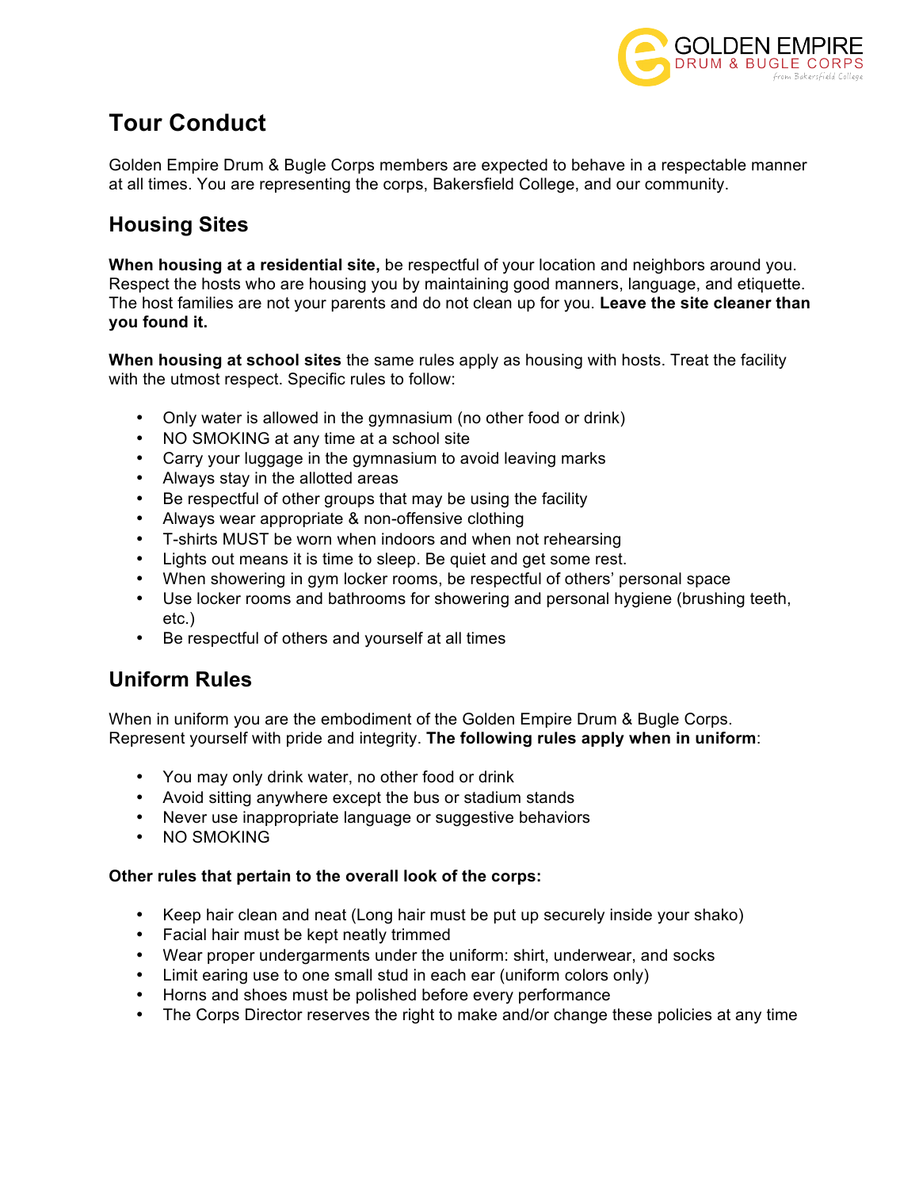# Tour Conduct

Golden Empire Drum & Bugle Corps members are expected to behave in a respectable manner at all times. You are representing the corps, Bakersfield College, and our community.

## Housing Sites

**When housing at a residential site,** be respectful of your location and neighbors around you. Respect the hosts who are housing you by maintaining good manners, language, and etiquette. The host families are not your parents and do not clean up for you. **Leave the site cleaner than you found it.**

**When housing at school sites** the same rules apply as housing with hosts. Treat the facility with the utmost respect. Specific rules to follow:

- Only water is allowed in the gymnasium (no other food or drink)
- NO SMOKING at any time at a school site
- Carry your luggage in the gymnasium to avoid leaving marks
- Always stay in the allotted areas
- Be respectful of other groups that may be using the facility
- Always wear appropriate & non-offensive clothing
- T-shirts MUST be worn when indoors and when not rehearsing
- Lights out means it is time to sleep. Be quiet and get some rest.
- When showering in gym locker rooms, be respectful of others' personal space
- Use locker rooms and bathrooms for showering and personal hygiene (brushing teeth, etc.)
- Be respectful of others and yourself at all times

## Uniform Rules

When in uniform you are the embodiment of the Golden Empire Drum & Bugle Corps. Represent yourself with pride and integrity. **The following rules apply when in uniform**:

- You may only drink water, no other food or drink
- Avoid sitting anywhere except the bus or stadium stands
- Never use inappropriate language or suggestive behaviors
- NO SMOKING

**Other rules that pertain to the overall look of the corps:**

- Keep hair clean and neat (Long hair must be put up securely inside your shako)
- Facial hair must be kept neatly trimmed
- Wear proper undergarments under the uniform: shirt, underwear, and socks
- Limit earing use to one small stud in each ear (uniform colors only)
- Horns and shoes must be polished before every performance
- The Corps Director reserves the right to make and/or change these policies at any time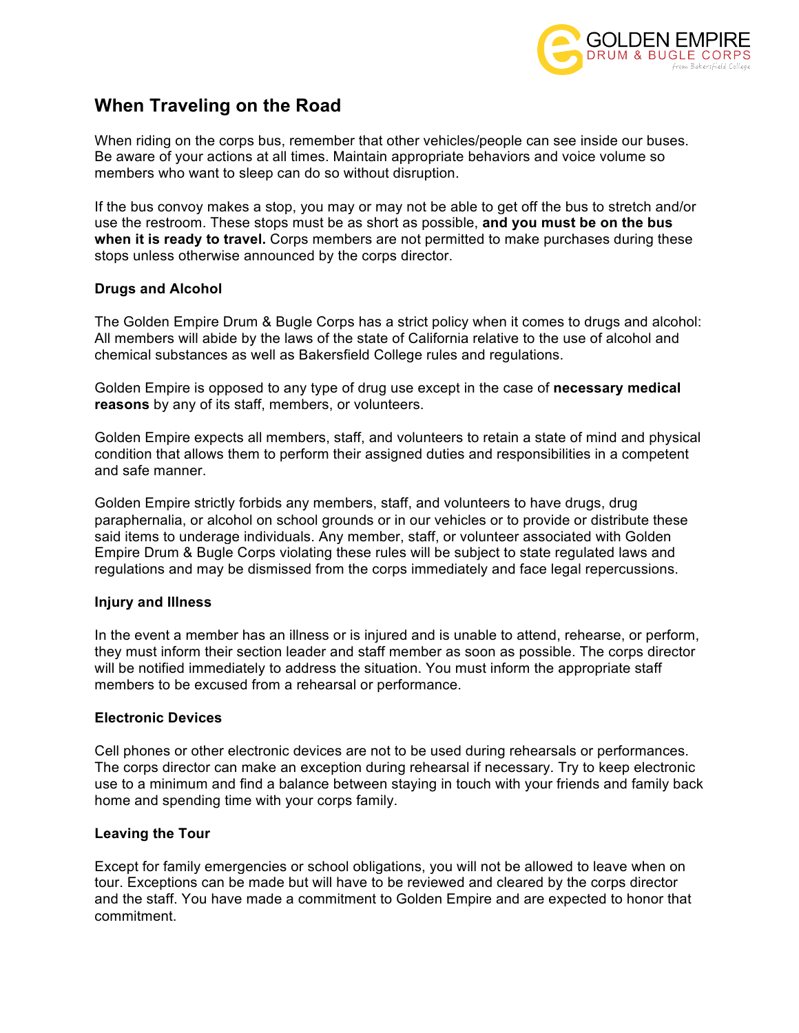## When Traveling on the Road

When riding on the corps bus, remember that other vehicles/people can see inside our buses. Be aware of your actions at all times. Maintain appropriate behaviors and voice volume so members who want to sleep can do so without disruption.

If the bus convoy makes a stop, you may or may not be able to get off the bus to stretch and/or use the restroom. These stops must be as short as possible, **and you must be on the bus when it is ready to travel.** Corps members are not permitted to make purchases during these stops unless otherwise announced by the corps director.

### Drugs and Alcohol

The Golden Empire Drum & Bugle Corps has a strict policy when it comes to drugs and alcohol: All members will abide by the laws of the state of California relative to the use of alcohol and chemical substances as well as Bakersfield College rules and regulations.

Golden Empire is opposed to any type of drug use except in the case of **necessary medical reasons** by any of its staff, members, or volunteers.

Golden Empire expects all members, staff, and volunteers to retain a state of mind and physical condition that allows them to perform their assigned duties and responsibilities in a competent and safe manner.

Golden Empire strictly forbids any members, staff, and volunteers to have drugs, drug paraphernalia, or alcohol on school grounds or in our vehicles or to provide or distribute these said items to underage individuals. Any member, staff, or volunteer associated with Golden Empire Drum & Bugle Corps violating these rules will be subject to state regulated laws and regulations and may be dismissed from the corps immediately and face legal repercussions.

### Injury and Illness

In the event a member has an illness or is injured and is unable to attend, rehearse, or perform, they must inform their section leader and staff member as soon as possible. The corps director will be notified immediately to address the situation. You must inform the appropriate staff members to be excused from a rehearsal or performance.

### Electronic Devices

Cell phones or other electronic devices are not to be used during rehearsals or performances. The corps director can make an exception during rehearsal if necessary. Try to keep electronic use to a minimum and find a balance between staying in touch with your friends and family back home and spending time with your corps family.

### Leaving the Tour

Except for family emergencies or school obligations, you will not be allowed to leave when on tour. Exceptions can be made but will have to be reviewed and cleared by the corps director and the staff. You have made a commitment to Golden Empire and are expected to honor that commitment.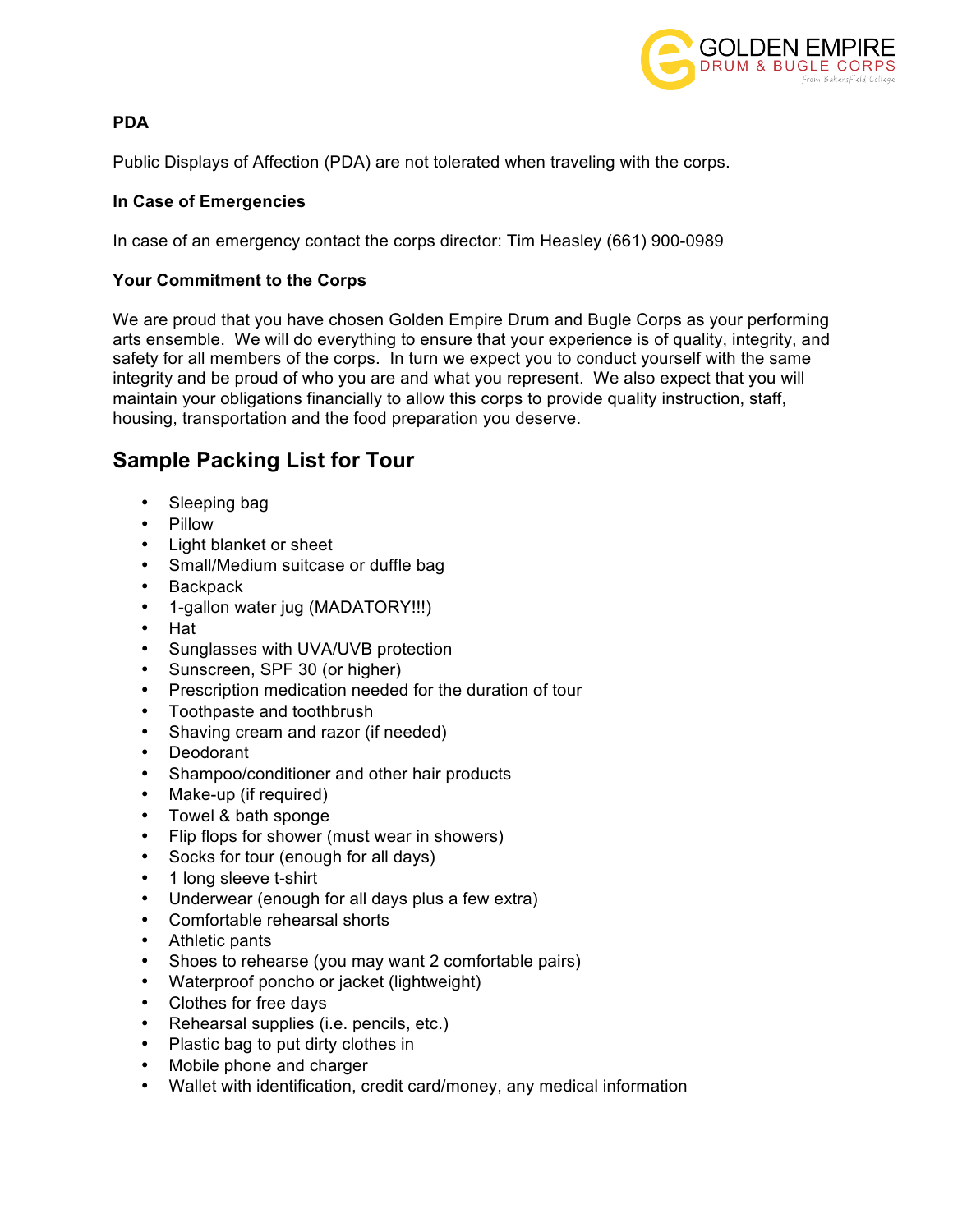**PDA**

Public Displays of Affection (PDA) are not tolerated when traveling with the corps.

**In Case of Emergencies**

In case of an emergency contact the corps director: Tim Heasley (661) 900-0989

**Your Commitment to the Corps**

We are proud that you have chosen Golden Empire Drum and Bugle Corps as your performing arts ensemble. We will do everything to ensure that your experience is of quality, integrity, and safety for all members of the corps. In turn we expect you to conduct yourself with the same integrity and be proud of who you are and what you represent. We also expect that you will maintain your obligations financially to allow this corps to provide quality instruction, staff, housing, transportation and the food preparation you deserve.

## Sample Packing List for Tour

- Sleeping bag
- Pillow
- Light blanket or sheet
- Small/Medium suitcase or duffle bag
- Backpack
- 1-gallon water jug (MADATORY!!!)
- Hat
- Sunglasses with UVA/UVB protection
- Sunscreen, SPF 30 (or higher)
- Prescription medication needed for the duration of tour
- Toothpaste and toothbrush
- Shaving cream and razor (if needed)
- Deodorant
- Shampoo/conditioner and other hair products
- Make-up (if required)
- Towel & bath sponge
- Flip flops for shower (must wear in showers)
- Socks for tour (enough for all days)
- 1 long sleeve t-shirt
- Underwear (enough for all days plus a few extra)
- Comfortable rehearsal shorts
- Athletic pants
- Shoes to rehearse (you may want 2 comfortable pairs)
- Waterproof poncho or jacket (lightweight)
- Clothes for free days
- Rehearsal supplies (i.e. pencils, etc.)
- Plastic bag to put dirty clothes in
- Mobile phone and charger
- Wallet with identification, credit card/money, any medical information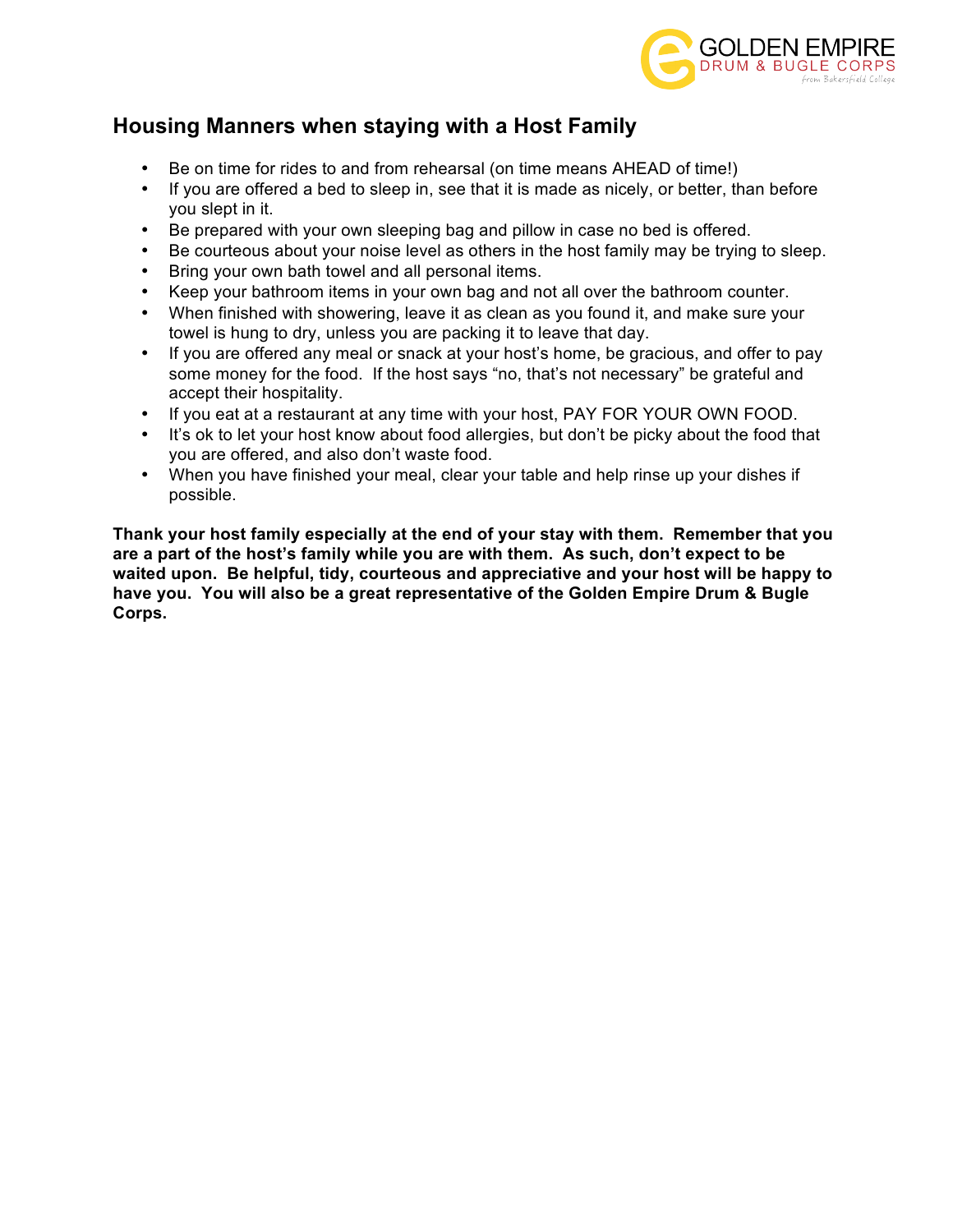## Housing Manners when staying with a Host Family

- Be on time for rides to and from rehearsal (on time means AHEAD of time!)
- If you are offered a bed to sleep in, see that it is made as nicely, or better, than before you slept in it.
- Be prepared with your own sleeping bag and pillow in case no bed is offered.
- Be courteous about your noise level as others in the host family may be trying to sleep.
- Bring your own bath towel and all personal items.
- Keep your bathroom items in your own bag and not all over the bathroom counter.
- When finished with showering, leave it as clean as you found it, and make sure your towel is hung to dry, unless you are packing it to leave that day.
- If you are offered any meal or snack at your host's home, be gracious, and offer to pay some money for the food. If the host says "no, that's not necessary" be grateful and accept their hospitality.
- If you eat at a restaurant at any time with your host, PAY FOR YOUR OWN FOOD.
- It's ok to let your host know about food allergies, but don't be picky about the food that you are offered, and also don't waste food.
- When you have finished your meal, clear your table and help rinse up your dishes if possible.

**Thank your host family especially at the end of your stay with them. Remember that you are a part of the host's family while you are with them. As such, don't expect to be waited upon. Be helpful, tidy, courteous and appreciative and your host will be happy to have you. You will also be a great representative of the Golden Empire Drum & Bugle Corps.**